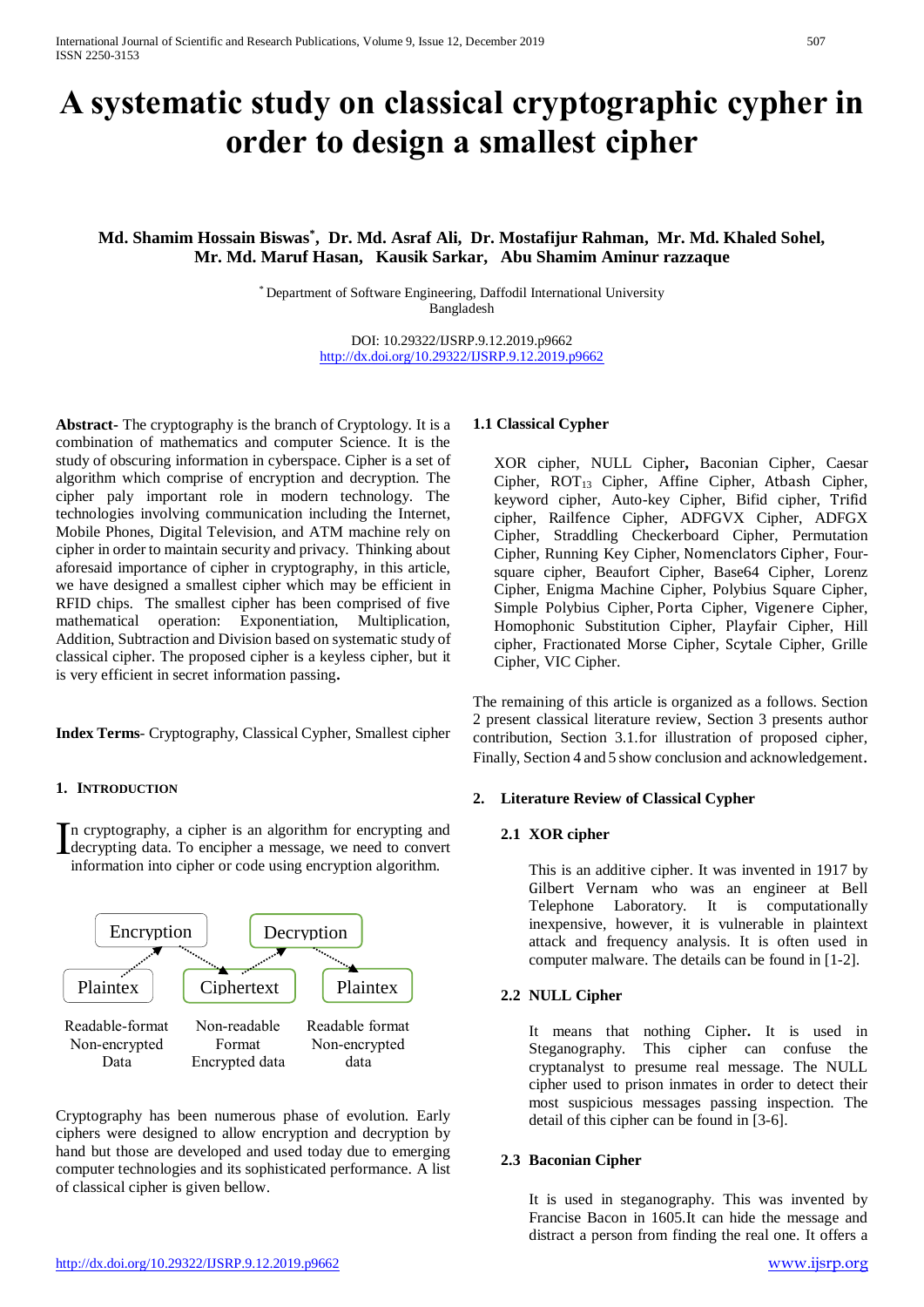# A systematic study on classical cryptographic cypher in order to design a smallest cipher

**Md. Shamim Hossain Biswas*, Dr. Md. Asraf Ali, Dr. Mostafijur Rahman, Mr. Md. Khaled Sohel, Mr. Md. Maruf Hasan, Kausik Sarkar, Abu Shamim Aminur razzaque**

* Department of Software Engineering, Daffodil International University
Bangladesh

DOI: 10.29322/IJSRP.9.12.2019.p9662
http://dx.doi.org/10.29322/IJSRP.9.12.2019.p9662

**Abstract**- The cryptography is the branch of Cryptology. It is a combination of mathematics and computer Science. It is the study of obscuring information in cyberspace. Cipher is a set of algorithm which comprise of encryption and decryption. The cipher paly important role in modern technology. The technologies involving communication including the Internet, Mobile Phones, Digital Television, and ATM machine rely on cipher in order to maintain security and privacy. Thinking about aforesaid importance of cipher in cryptography, in this article, we have designed a smallest cipher which may be efficient in RFID chips. The smallest cipher has been comprised of five mathematical operation: Exponentiation, Multiplication, Addition, Subtraction and Division based on systematic study of classical cipher. The proposed cipher is a keyless cipher, but it is very efficient in secret information passing**.**

**Index Terms**- Cryptography, Classical Cypher, Smallest cipher

## 1. Introduction

In cryptography, a cipher is an algorithm for encrypting and decrypting data. To encipher a message, we need to convert information into cipher or code using encryption algorithm.

Encryption → Decryption

Plaintex → Ciphertext → Plaintex

Readable-format Non-encrypted Data | Non-readable Format Encrypted data | Readable format Non-encrypted data

Cryptography has been numerous phase of evolution. Early ciphers were designed to allow encryption and decryption by hand but those are developed and used today due to emerging computer technologies and its sophisticated performance. A list of classical cipher is given bellow.

### 1.1 Classical Cypher

XOR cipher, NULL Cipher**,** Baconian Cipher, Caesar Cipher, $ROT_{13}$ Cipher, Affine Cipher, Atbash Cipher, keyword cipher, Auto-key Cipher, Bifid cipher, Trifid cipher, Railfence Cipher, ADFGVX Cipher, ADFGX Cipher, Straddling Checkerboard Cipher, Permutation Cipher, Running Key Cipher, Nomenclators Cipher, Four-square cipher, Beaufort Cipher, Base64 Cipher, Lorenz Cipher, Enigma Machine Cipher, Polybius Square Cipher, Simple Polybius Cipher, Porta Cipher, Vigenere Cipher, Homophonic Substitution Cipher, Playfair Cipher, Hill cipher, Fractionated Morse Cipher, Scytale Cipher, Grille Cipher, VIC Cipher.

The remaining of this article is organized as a follows. Section 2 present classical literature review, Section 3 presents author contribution, Section 3.1.for illustration of proposed cipher, Finally, Section 4 and 5 show conclusion and acknowledgement.

## 2. Literature Review of Classical Cypher

### 2.1 XOR cipher

This is an additive cipher. It was invented in 1917 by Gilbert Vernam who was an engineer at Bell Telephone Laboratory. It is computationally inexpensive, however, it is vulnerable in plaintext attack and frequency analysis. It is often used in computer malware. The details can be found in [1-2].

### 2.2 NULL Cipher

It means that nothing Cipher**.** It is used in Steganography. This cipher can confuse the cryptanalyst to presume real message. The NULL cipher used to prison inmates in order to detect their most suspicious messages passing inspection. The detail of this cipher can be found in [3-6].

### 2.3 Baconian Cipher

It is used in steganography. This was invented by Francise Bacon in 1605.It can hide the message and distract a person from finding the real one. It offers a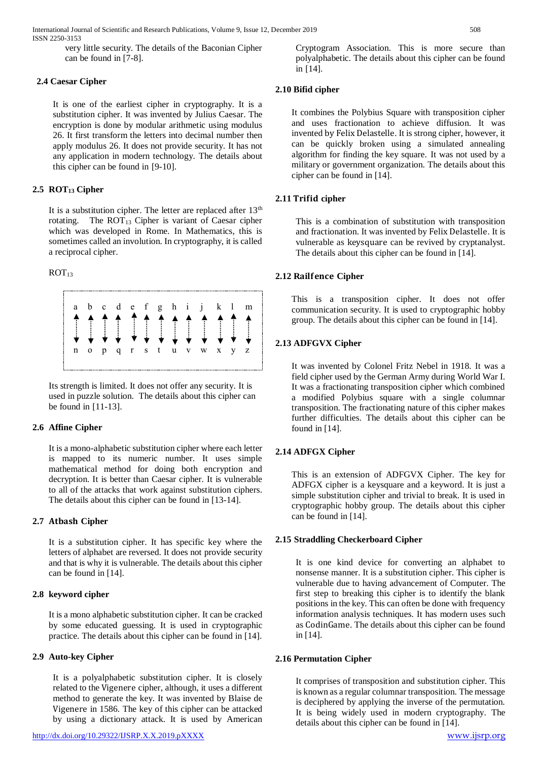very little security. The details of the Baconian Cipher can be found in [7-8].

### 2.4 Caesar Cipher

It is one of the earliest cipher in cryptography. It is a substitution cipher. It was invented by Julius Caesar. The encryption is done by modular arithmetic using modulus 26. It first transform the letters into decimal number then apply modulus 26. It does not provide security. It has not any application in modern technology. The details about this cipher can be found in [9-10].

### 2.5 $ROT_{13}$ Cipher

It is a substitution cipher. The letter are replaced after 13th rotating. The $ROT_{13}$ Cipher is variant of Caesar cipher which was developed in Rome. In Mathematics, this is sometimes called an involution. In cryptography, it is called a reciprocal cipher.

$ROT_{13}$

| a | b | c | d | e | f | g | h | i | j | k | l | m |
|---|---|---|---|---|---|---|---|---|---|---|---|---|
| ↕ | ↕ | ↕ | ↕ | ↕ | ↕ | ↕ | ↕ | ↕ | ↕ | ↕ | ↕ | ↕ |
| n | o | p | q | r | s | t | u | v | w | x | y | z |

Its strength is limited. It does not offer any security. It is used in puzzle solution. The details about this cipher can be found in [11-13].

### 2.6 Affine Cipher

It is a mono-alphabetic substitution cipher where each letter is mapped to its numeric number. It uses simple mathematical method for doing both encryption and decryption. It is better than Caesar cipher. It is vulnerable to all of the attacks that work against substitution ciphers. The details about this cipher can be found in [13-14].

### 2.7 Atbash Cipher

It is a substitution cipher. It has specific key where the letters of alphabet are reversed. It does not provide security and that is why it is vulnerable. The details about this cipher can be found in [14].

### 2.8 keyword cipher

It is a mono alphabetic substitution cipher. It can be cracked by some educated guessing. It is used in cryptographic practice. The details about this cipher can be found in [14].

### 2.9 Auto-key Cipher

It is a polyalphabetic substitution cipher. It is closely related to the Vigenere cipher, although, it uses a different method to generate the key. It was invented by Blaise de Vigenere in 1586. The key of this cipher can be attacked by using a dictionary attack. It is used by American Cryptogram Association. This is more secure than polyalphabetic. The details about this cipher can be found in [14].

### 2.10 Bifid cipher

It combines the Polybius Square with transposition cipher and uses fractionation to achieve diffusion. It was invented by Felix Delastelle. It is strong cipher, however, it can be quickly broken using a simulated annealing algorithm for finding the key square. It was not used by a military or government organization. The details about this cipher can be found in [14].

### 2.11 Trifid cipher

This is a combination of substitution with transposition and fractionation. It was invented by Felix Delastelle. It is vulnerable as keysquare can be revived by cryptanalyst. The details about this cipher can be found in [14].

### 2.12 Railfence Cipher

This is a transposition cipher. It does not offer communication security. It is used to cryptographic hobby group. The details about this cipher can be found in [14].

### 2.13 ADFGVX Cipher

It was invented by Colonel Fritz Nebel in 1918. It was a field cipher used by the German Army during World War I. It was a fractionating transposition cipher which combined a modified Polybius square with a single columnar transposition. The fractionating nature of this cipher makes further difficulties. The details about this cipher can be found in [14].

### 2.14 ADFGX Cipher

This is an extension of ADFGVX Cipher. The key for ADFGX cipher is a keysquare and a keyword. It is just a simple substitution cipher and trivial to break. It is used in cryptographic hobby group. The details about this cipher can be found in [14].

### 2.15 Straddling Checkerboard Cipher

It is one kind device for converting an alphabet to nonsense manner. It is a substitution cipher. This cipher is vulnerable due to having advancement of Computer. The first step to breaking this cipher is to identify the blank positions in the key. This can often be done with frequency information analysis techniques. It has modern uses such as CodinGame. The details about this cipher can be found in [14].

### 2.16 Permutation Cipher

It comprises of transposition and substitution cipher. This is known as a regular columnar transposition. The message is deciphered by applying the inverse of the permutation. It is being widely used in modern cryptography. The details about this cipher can be found in [14].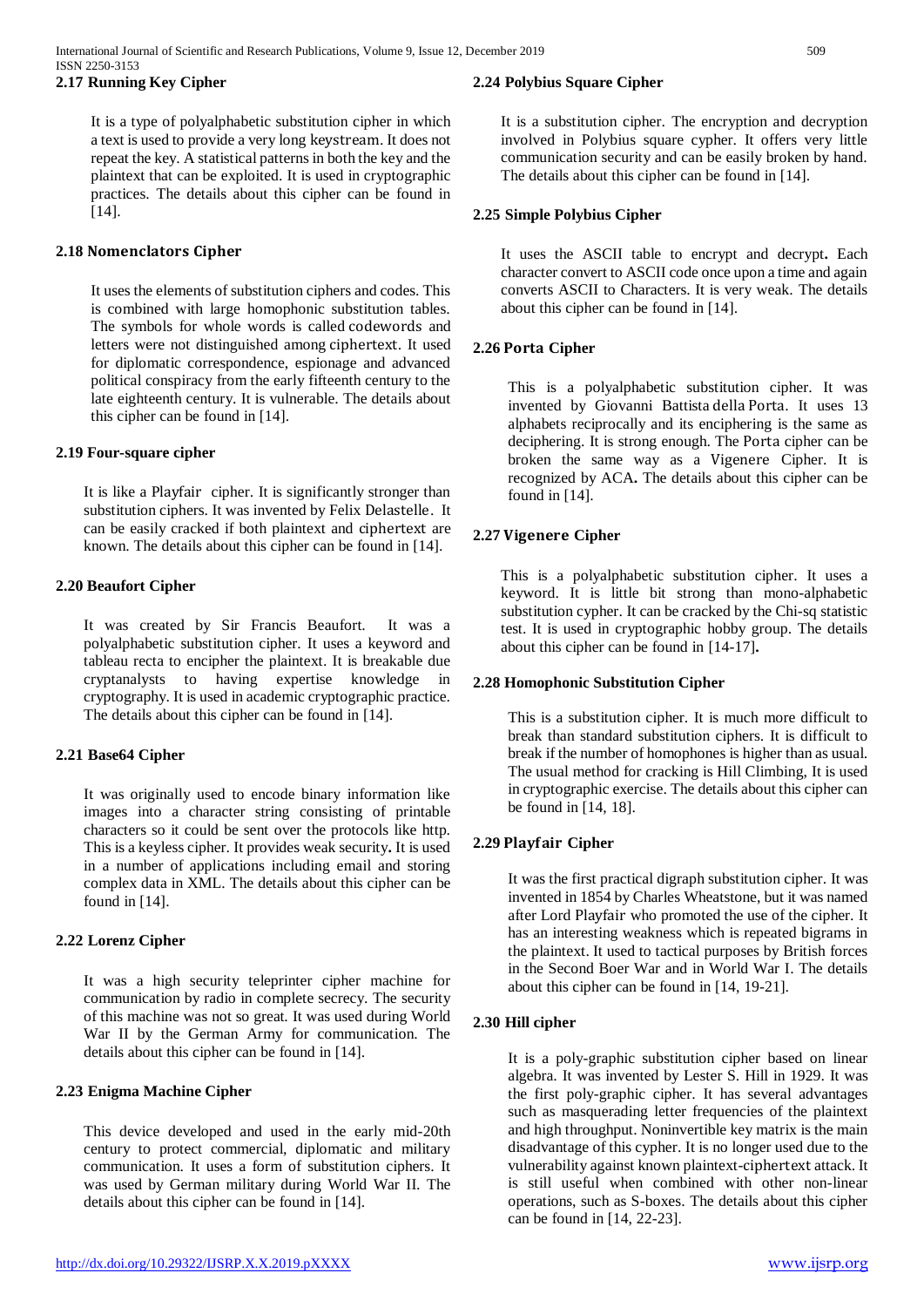### 2.17 Running Key Cipher

It is a type of polyalphabetic substitution cipher in which a text is used to provide a very long keystream. It does not repeat the key. A statistical patterns in both the key and the plaintext that can be exploited. It is used in cryptographic practices. The details about this cipher can be found in [14].

### 2.18 Nomenclators Cipher

It uses the elements of substitution ciphers and codes. This is combined with large homophonic substitution tables. The symbols for whole words is called codewords and letters were not distinguished among ciphertext. It used for diplomatic correspondence, espionage and advanced political conspiracy from the early fifteenth century to the late eighteenth century. It is vulnerable. The details about this cipher can be found in [14].

### 2.19 Four-square cipher

It is like a Playfair cipher. It is significantly stronger than substitution ciphers. It was invented by Felix Delastelle. It can be easily cracked if both plaintext and ciphertext are known. The details about this cipher can be found in [14].

### 2.20 Beaufort Cipher

It was created by Sir Francis Beaufort. It was a polyalphabetic substitution cipher. It uses a keyword and tableau recta to encipher the plaintext. It is breakable due cryptanalysts to having expertise knowledge in cryptography. It is used in academic cryptographic practice. The details about this cipher can be found in [14].

### 2.21 Base64 Cipher

It was originally used to encode binary information like images into a character string consisting of printable characters so it could be sent over the protocols like http. This is a keyless cipher. It provides weak security**.** It is used in a number of applications including email and storing complex data in XML. The details about this cipher can be found in [14].

### 2.22 Lorenz Cipher

It was a high security teleprinter cipher machine for communication by radio in complete secrecy. The security of this machine was not so great. It was used during World War II by the German Army for communication. The details about this cipher can be found in [14].

### 2.23 Enigma Machine Cipher

This device developed and used in the early mid-20th century to protect commercial, diplomatic and military communication. It uses a form of substitution ciphers. It was used by German military during World War II. The details about this cipher can be found in [14].

### 2.24 Polybius Square Cipher

It is a substitution cipher. The encryption and decryption involved in Polybius square cypher. It offers very little communication security and can be easily broken by hand. The details about this cipher can be found in [14].

### 2.25 Simple Polybius Cipher

It uses the ASCII table to encrypt and decrypt**.** Each character convert to ASCII code once upon a time and again converts ASCII to Characters. It is very weak. The details about this cipher can be found in [14].

### 2.26 Porta Cipher

This is a polyalphabetic substitution cipher. It was invented by Giovanni Battista della Porta. It uses 13 alphabets reciprocally and its enciphering is the same as deciphering. It is strong enough. The Porta cipher can be broken the same way as a Vigenere Cipher. It is recognized by ACA**.** The details about this cipher can be found in [14].

### 2.27 Vigenere Cipher

This is a polyalphabetic substitution cipher. It uses a keyword. It is little bit strong than mono-alphabetic substitution cypher. It can be cracked by the Chi-sq statistic test. It is used in cryptographic hobby group. The details about this cipher can be found in [14-17]**.**

### 2.28 Homophonic Substitution Cipher

This is a substitution cipher. It is much more difficult to break than standard substitution ciphers. It is difficult to break if the number of homophones is higher than as usual. The usual method for cracking is Hill Climbing, It is used in cryptographic exercise. The details about this cipher can be found in [14, 18].

### 2.29 Playfair Cipher

It was the first practical digraph substitution cipher. It was invented in 1854 by Charles Wheatstone, but it was named after Lord Playfair who promoted the use of the cipher. It has an interesting weakness which is repeated bigrams in the plaintext. It used to tactical purposes by British forces in the Second Boer War and in World War I. The details about this cipher can be found in [14, 19-21].

### 2.30 Hill cipher

It is a poly-graphic substitution cipher based on linear algebra. It was invented by Lester S. Hill in 1929. It was the first poly-graphic cipher. It has several advantages such as masquerading letter frequencies of the plaintext and high throughput. Noninvertible key matrix is the main disadvantage of this cypher. It is no longer used due to the vulnerability against known plaintext-ciphertext attack. It is still useful when combined with other non-linear operations, such as S-boxes. The details about this cipher can be found in [14, 22-23].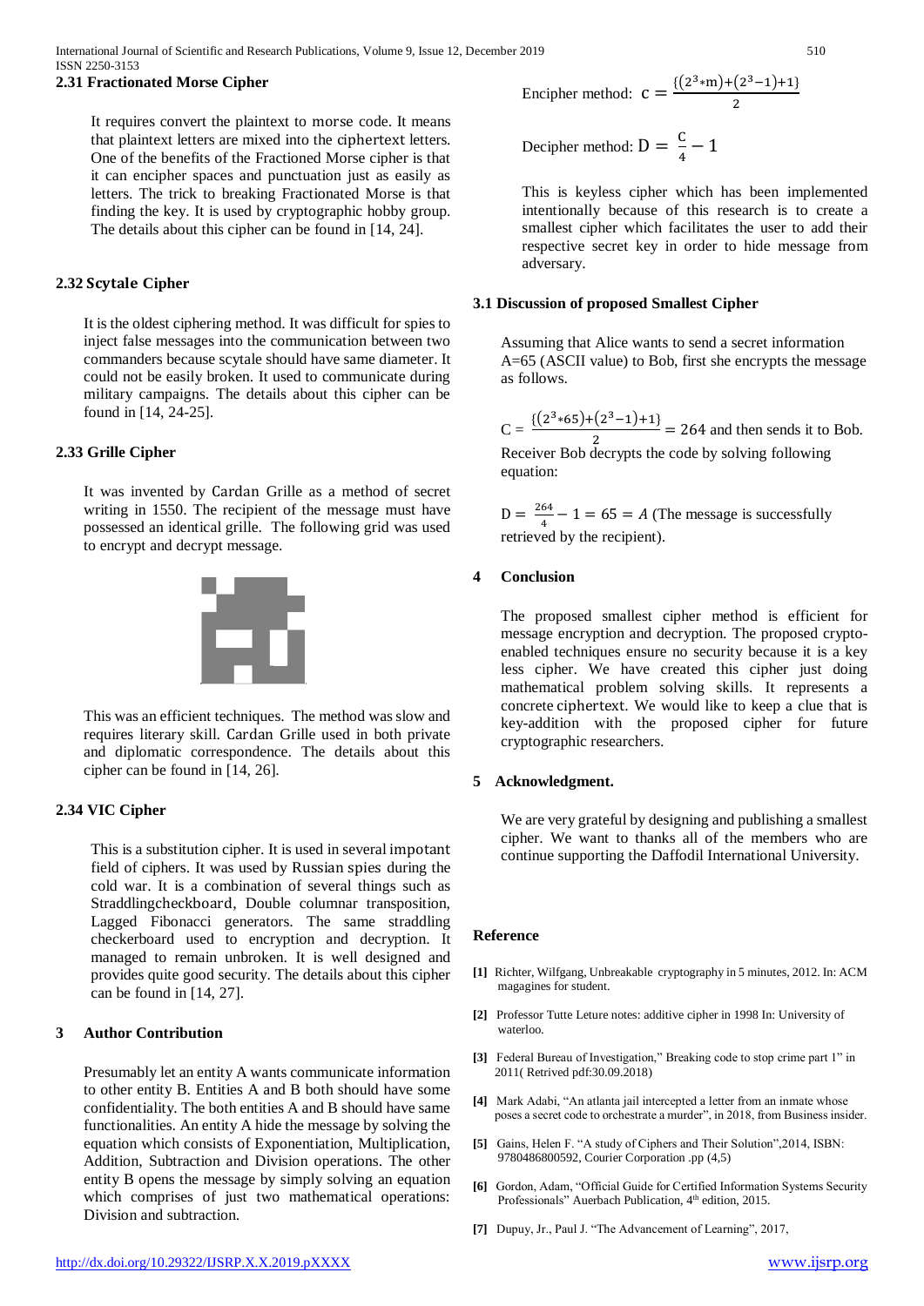## 2.31 Fractionated Morse Cipher

It requires convert the plaintext to morse code. It means that plaintext letters are mixed into the ciphertext letters. One of the benefits of the Fractioned Morse cipher is that it can encipher spaces and punctuation just as easily as letters. The trick to breaking Fractionated Morse is that finding the key. It is used by cryptographic hobby group. The details about this cipher can be found in [14, 24].

## 2.32 Scytale Cipher

It is the oldest ciphering method. It was difficult for spies to inject false messages into the communication between two commanders because scytale should have same diameter. It could not be easily broken. It used to communicate during military campaigns. The details about this cipher can be found in [14, 24-25].

## 2.33 Grille Cipher

It was invented by Cardan Grille as a method of secret writing in 1550. The recipient of the message must have possessed an identical grille. The following grid was used to encrypt and decrypt message.

This was an efficient techniques. The method was slow and requires literary skill. Cardan Grille used in both private and diplomatic correspondence. The details about this cipher can be found in [14, 26].

## 2.34 VIC Cipher

This is a substitution cipher. It is used in several impotant field of ciphers. It was used by Russian spies during the cold war. It is a combination of several things such as Straddlingcheckboard, Double columnar transposition, Lagged Fibonacci generators. The same straddling checkerboard used to encryption and decryption. It managed to remain unbroken. It is well designed and provides quite good security. The details about this cipher can be found in [14, 27].

# 3 Author Contribution

Presumably let an entity A wants communicate information to other entity B. Entities A and B both should have some confidentiality. The both entities A and B should have same functionalities. An entity A hide the message by solving the equation which consists of Exponentiation, Multiplication, Addition, Subtraction and Division operations. The other entity B opens the message by simply solving an equation which comprises of just two mathematical operations: Division and subtraction.

Encipher method: $c = \frac{\{(2^3 * m)+(2^3-1)+1\}}{2}$

Decipher method: $D = \frac{C}{4} - 1$

This is keyless cipher which has been implemented intentionally because of this research is to create a smallest cipher which facilitates the user to add their respective secret key in order to hide message from adversary.

## 3.1 Discussion of proposed Smallest Cipher

Assuming that Alice wants to send a secret information A=65 (ASCII value) to Bob, first she encrypts the message as follows.

$C = \frac{\{(2^3 * 65)+(2^3-1)+1\}}{2} = 264$ and then sends it to Bob.

Receiver Bob decrypts the code by solving following equation:

$D = \frac{264}{4} - 1 = 65 = A$ (The message is successfully retrieved by the recipient).

# 4 Conclusion

The proposed smallest cipher method is efficient for message encryption and decryption. The proposed crypto-enabled techniques ensure no security because it is a key less cipher. We have created this cipher just doing mathematical problem solving skills. It represents a concrete ciphertext. We would like to keep a clue that is key-addition with the proposed cipher for future cryptographic researchers.

# 5 Acknowledgment.

We are very grateful by designing and publishing a smallest cipher. We want to thanks all of the members who are continue supporting the Daffodil International University.

## Reference

**[1]** Richter, Wilfgang, Unbreakable cryptography in 5 minutes, 2012. In: ACM magagines for student.

**[2]** Professor Tutte Leture notes: additive cipher in 1998 In: University of waterloo.

**[3]** Federal Bureau of Investigation," Breaking code to stop crime part 1" in 2011( Retrived pdf:30.09.2018)

**[4]** Mark Adabi, "An atlanta jail intercepted a letter from an inmate whose poses a secret code to orchestrate a murder", in 2018, from Business insider.

**[5]** Gains, Helen F. "A study of Ciphers and Their Solution",2014, ISBN: 9780486800592, Courier Corporation .pp (4,5)

**[6]** Gordon, Adam, "Official Guide for Certified Information Systems Security Professionals" Auerbach Publication, 4th edition, 2015.

**[7]** Dupuy, Jr., Paul J. "The Advancement of Learning", 2017,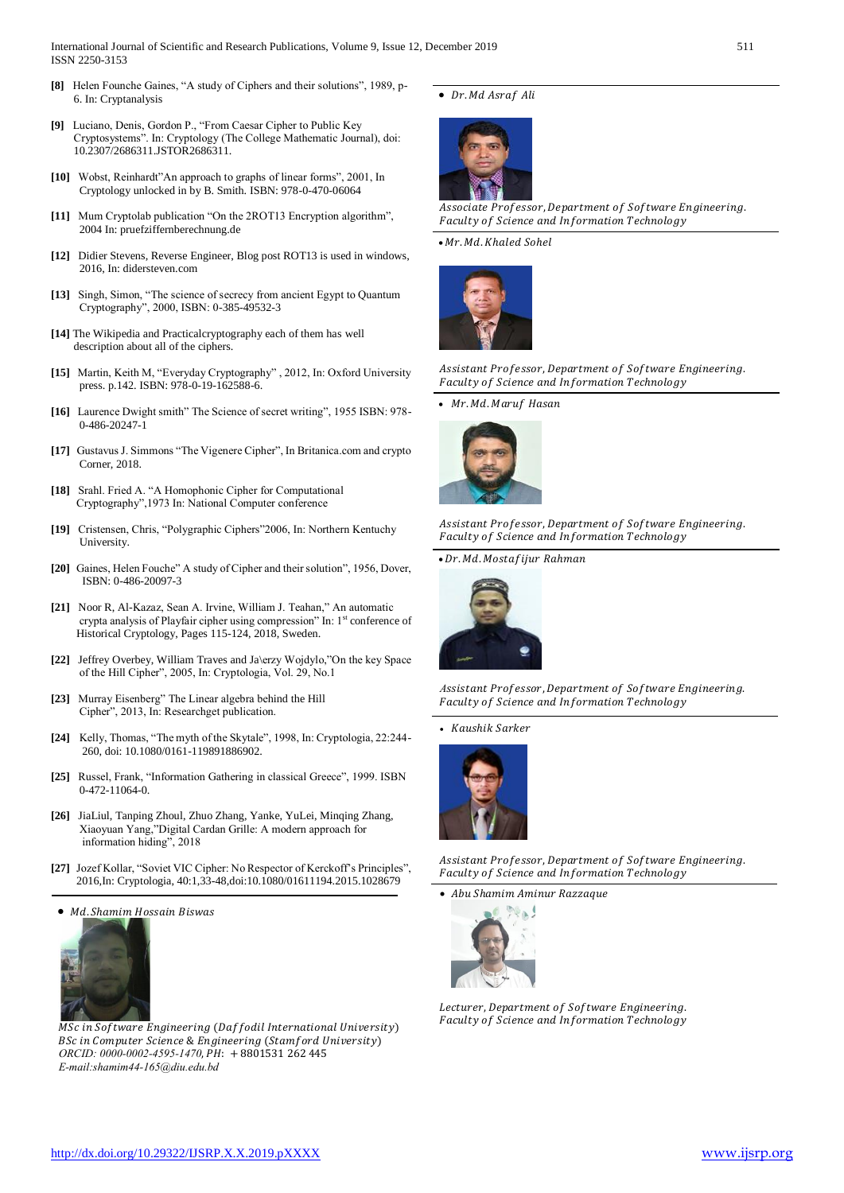**[8]** Helen Founche Gaines, "A study of Ciphers and their solutions", 1989, p-6. In: Cryptanalysis

**[9]** Luciano, Denis, Gordon P., "From Caesar Cipher to Public Key Cryptosystems". In: Cryptology (The College Mathematic Journal), doi: 10.2307/2686311.JSTOR2686311.

**[10]** Wobst, Reinhardt"An approach to graphs of linear forms", 2001, In Cryptology unlocked in by B. Smith. ISBN: 978-0-470-06064

**[11]** Mum Cryptolab publication "On the 2ROT13 Encryption algorithm", 2004 In: pruefziffernberechnung.de

**[12]** Didier Stevens, Reverse Engineer, Blog post ROT13 is used in windows, 2016, In: didiersteven.com

**[13]** Singh, Simon, "The science of secrecy from ancient Egypt to Quantum Cryptography", 2000, ISBN: 0-385-49532-3

**[14]** The Wikipedia and Practicalcryptography each of them has well description about all of the ciphers.

**[15]** Martin, Keith M, "Everyday Cryptography" , 2012, In: Oxford University press. p.142. ISBN: 978-0-19-162588-6.

**[16]** Laurence Dwight smith" The Science of secret writing", 1955 ISBN: 978-0-486-20247-1

**[17]** Gustavus J. Simmons "The Vigenere Cipher", In Britanica.com and crypto Corner, 2018.

**[18]** Srahl. Fried A. "A Homophonic Cipher for Computational Cryptography",1973 In: National Computer conference

**[19]** Cristensen, Chris, "Polygraphic Ciphers"2006, In: Northern Kentuchy University.

**[20]** Gaines, Helen Fouche" A study of Cipher and their solution", 1956, Dover, ISBN: 0-486-20097-3

**[21]** Noor R, Al-Kazaz, Sean A. Irvine, William J. Teahan," An automatic crypta analysis of Playfair cipher using compression" In: 1st conference of Historical Cryptology, Pages 115-124, 2018, Sweden.

**[22]** Jeffrey Overbey, William Traves and Ja\erzy Wojdylo,"On the key Space of the Hill Cipher", 2005, In: Cryptologia, Vol. 29, No.1

**[23]** Murray Eisenberg" The Linear algebra behind the Hill Cipher", 2013, In: Researchget publication.

**[24]** Kelly, Thomas, "The myth of the Skytale", 1998, In: Cryptologia, 22:244-260, doi: 10.1080/0161-119891886902.

**[25]** Russel, Frank, "Information Gathering in classical Greece", 1999. ISBN 0-472-11064-0.

**[26]** JiaLiul, Tanping Zhoul, Zhuo Zhang, Yanke, YuLei, Minqing Zhang, Xiaoyuan Yang,"Digital Cardan Grille: A modern approach for information hiding", 2018

**[27]** Jozef Kollar, "Soviet VIC Cipher: No Respector of Kerckoff's Principles", 2016,In: Cryptologia, 40:1,33-48,doi:10.1080/01611194.2015.1028679

---

- *Md. Shamim Hossain Biswas*

*MSc in Software Engineering (Daffodil International University)*
*BSc in Computer Science & Engineering (Stamford University)*
*ORCID: 0000-0002-4595-1470, PH:* +8801531 262 445
*E-mail:shamim44-165@diu.edu.bd*

---

- *Dr. Md Asraf Ali*

*Associate Professor, Department of Software Engineering.*
*Faculty of Science and Information Technology*

---

- *Mr. Md. Khaled Sohel*

*Assistant Professor, Department of Software Engineering.*
*Faculty of Science and Information Technology*

---

- *Mr. Md. Maruf Hasan*

*Assistant Professor, Department of Software Engineering.*
*Faculty of Science and Information Technology*

---

- *Dr. Md. Mostafijur Rahman*

*Assistant Professor, Department of Software Engineering.*
*Faculty of Science and Information Technology*

---

- *Kaushik Sarker*

*Assistant Professor, Department of Software Engineering.*
*Faculty of Science and Information Technology*

---

- *Abu Shamim Aminur Razzaque*

*Lecturer, Department of Software Engineering.*
*Faculty of Science and Information Technology*